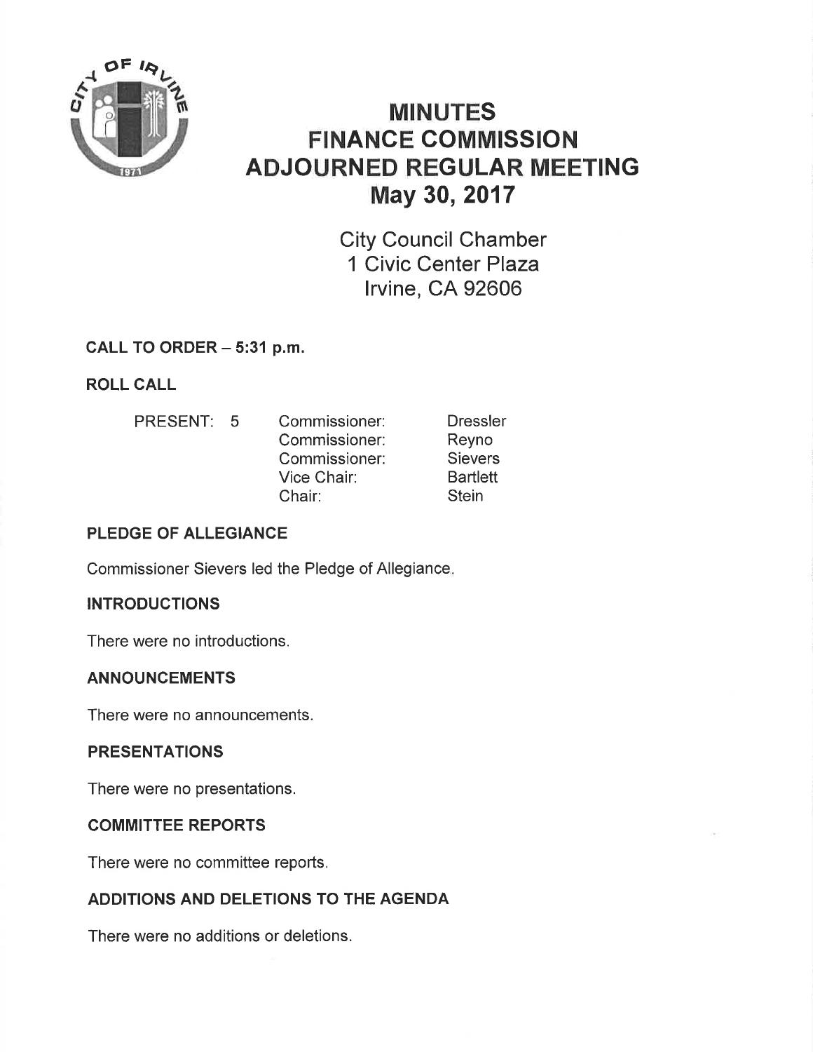# MINUTES
# FINANCE COMMISSION
# ADJOURNED REGULAR MEETING
# May 30, 2017

City Council Chamber
1 Civic Center Plaza
Irvine, CA 92606

## CALL TO ORDER – 5:31 p.m.

## ROLL CALL

| PRESENT: 5 | | |
|---|---|---|
| | Commissioner: | Dressler |
| | Commissioner: | Reyno |
| | Commissioner: | Sievers |
| | Vice Chair: | Bartlett |
| | Chair: | Stein |

## PLEDGE OF ALLEGIANCE

Commissioner Sievers led the Pledge of Allegiance.

## INTRODUCTIONS

There were no introductions.

## ANNOUNCEMENTS

There were no announcements.

## PRESENTATIONS

There were no presentations.

## COMMITTEE REPORTS

There were no committee reports.

## ADDITIONS AND DELETIONS TO THE AGENDA

There were no additions or deletions.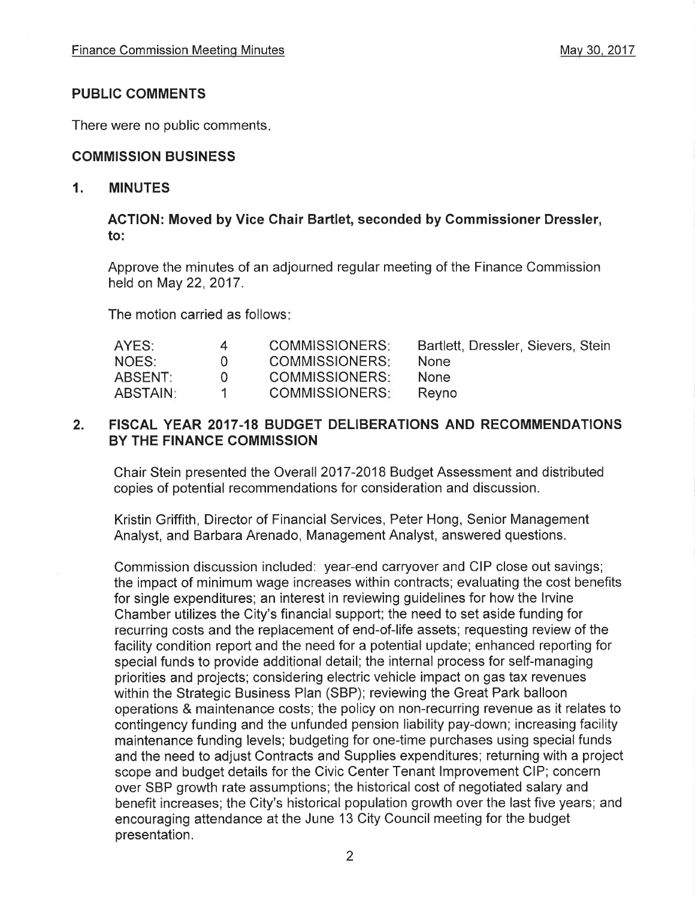## PUBLIC COMMENTS

There were no public comments.

## COMMISSION BUSINESS

### 1. MINUTES

**ACTION: Moved by Vice Chair Bartlet, seconded by Commissioner Dressler, to:**

Approve the minutes of an adjourned regular meeting of the Finance Commission held on May 22, 2017.

The motion carried as follows:

| | | | |
|---|---|---|---|
| AYES: | 4 | COMMISSIONERS: | Bartlett, Dressler, Sievers, Stein |
| NOES: | 0 | COMMISSIONERS: | None |
| ABSENT: | 0 | COMMISSIONERS: | None |
| ABSTAIN: | 1 | COMMISSIONERS: | Reyno |

### 2. FISCAL YEAR 2017-18 BUDGET DELIBERATIONS AND RECOMMENDATIONS BY THE FINANCE COMMISSION

Chair Stein presented the Overall 2017-2018 Budget Assessment and distributed copies of potential recommendations for consideration and discussion.

Kristin Griffith, Director of Financial Services, Peter Hong, Senior Management Analyst, and Barbara Arenado, Management Analyst, answered questions.

Commission discussion included: year-end carryover and CIP close out savings; the impact of minimum wage increases within contracts; evaluating the cost benefits for single expenditures; an interest in reviewing guidelines for how the Irvine Chamber utilizes the City's financial support; the need to set aside funding for recurring costs and the replacement of end-of-life assets; requesting review of the facility condition report and the need for a potential update; enhanced reporting for special funds to provide additional detail; the internal process for self-managing priorities and projects; considering electric vehicle impact on gas tax revenues within the Strategic Business Plan (SBP); reviewing the Great Park balloon operations & maintenance costs; the policy on non-recurring revenue as it relates to contingency funding and the unfunded pension liability pay-down; increasing facility maintenance funding levels; budgeting for one-time purchases using special funds and the need to adjust Contracts and Supplies expenditures; returning with a project scope and budget details for the Civic Center Tenant Improvement CIP; concern over SBP growth rate assumptions; the historical cost of negotiated salary and benefit increases; the City's historical population growth over the last five years; and encouraging attendance at the June 13 City Council meeting for the budget presentation.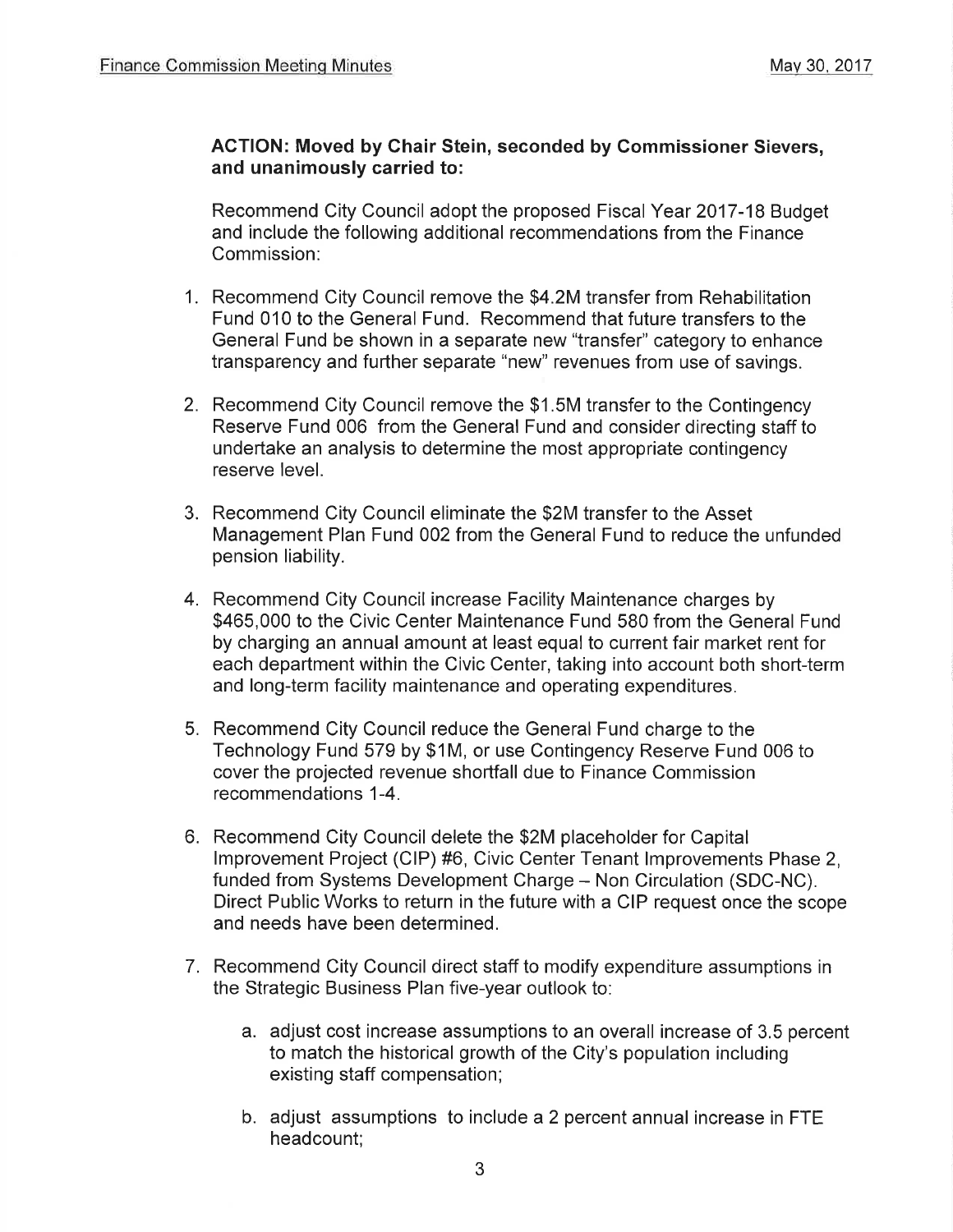**ACTION: Moved by Chair Stein, seconded by Commissioner Sievers, and unanimously carried to:**

Recommend City Council adopt the proposed Fiscal Year 2017-18 Budget and include the following additional recommendations from the Finance Commission:

1. Recommend City Council remove the $4.2M transfer from Rehabilitation Fund 010 to the General Fund. Recommend that future transfers to the General Fund be shown in a separate new "transfer" category to enhance transparency and further separate "new" revenues from use of savings.

2. Recommend City Council remove the $1.5M transfer to the Contingency Reserve Fund 006 from the General Fund and consider directing staff to undertake an analysis to determine the most appropriate contingency reserve level.

3. Recommend City Council eliminate the $2M transfer to the Asset Management Plan Fund 002 from the General Fund to reduce the unfunded pension liability.

4. Recommend City Council increase Facility Maintenance charges by $465,000 to the Civic Center Maintenance Fund 580 from the General Fund by charging an annual amount at least equal to current fair market rent for each department within the Civic Center, taking into account both short-term and long-term facility maintenance and operating expenditures.

5. Recommend City Council reduce the General Fund charge to the Technology Fund 579 by $1M, or use Contingency Reserve Fund 006 to cover the projected revenue shortfall due to Finance Commission recommendations 1-4.

6. Recommend City Council delete the $2M placeholder for Capital Improvement Project (CIP) #6, Civic Center Tenant Improvements Phase 2, funded from Systems Development Charge – Non Circulation (SDC-NC). Direct Public Works to return in the future with a CIP request once the scope and needs have been determined.

7. Recommend City Council direct staff to modify expenditure assumptions in the Strategic Business Plan five-year outlook to:

    a. adjust cost increase assumptions to an overall increase of 3.5 percent to match the historical growth of the City's population including existing staff compensation;

    b. adjust assumptions to include a 2 percent annual increase in FTE headcount;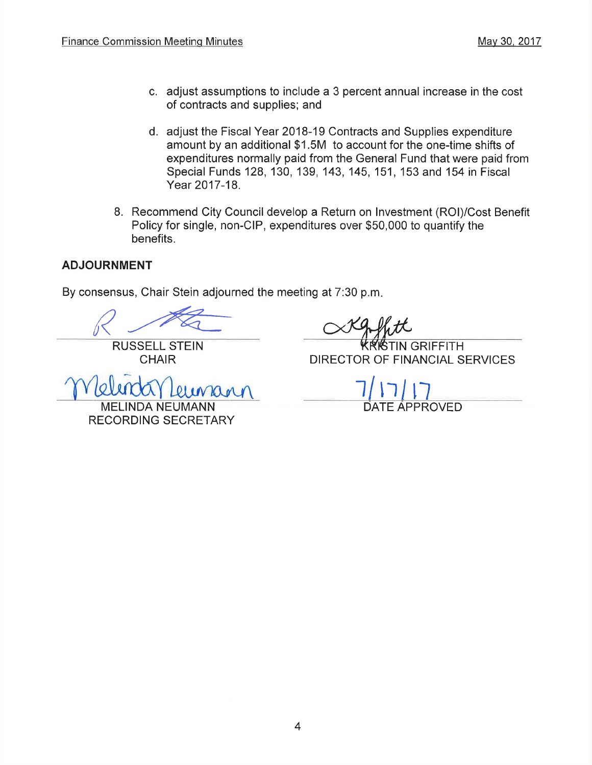c. adjust assumptions to include a 3 percent annual increase in the cost of contracts and supplies; and

d. adjust the Fiscal Year 2018-19 Contracts and Supplies expenditure amount by an additional $1.5M to account for the one-time shifts of expenditures normally paid from the General Fund that were paid from Special Funds 128, 130, 139, 143, 145, 151, 153 and 154 in Fiscal Year 2017-18.

8. Recommend City Council develop a Return on Investment (ROI)/Cost Benefit Policy for single, non-CIP, expenditures over $50,000 to quantify the benefits.

## ADJOURNMENT

By consensus, Chair Stein adjourned the meeting at 7:30 p.m.

RUSSELL STEIN
CHAIR

KRISTIN GRIFFITH
DIRECTOR OF FINANCIAL SERVICES

MELINDA NEUMANN
RECORDING SECRETARY

7/17/17
DATE APPROVED